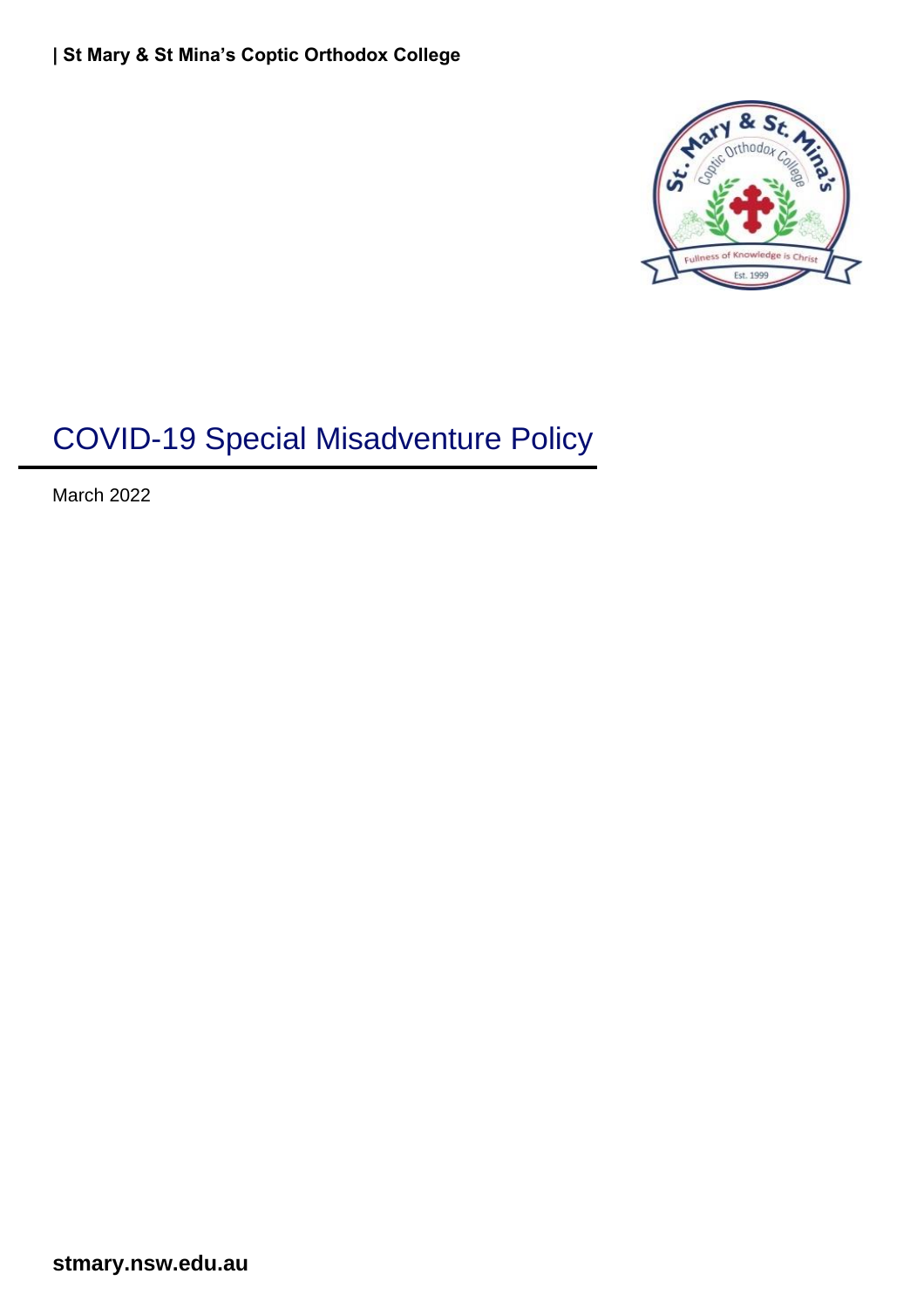| St Mary & St Mina's Coptic Orthodox College

# COVID-19 Special Misadventure Policy

March 2022

stmary.nsw.edu.au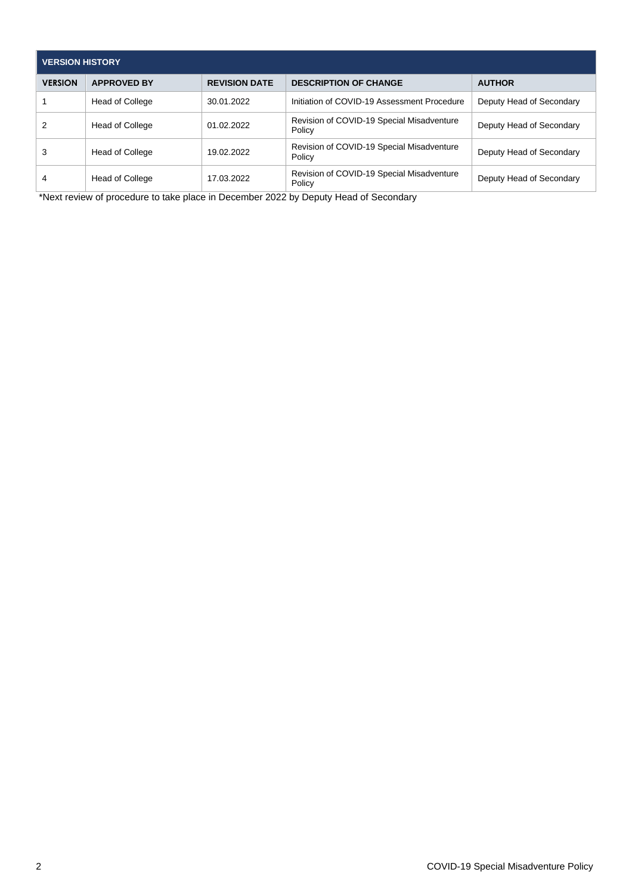| VERSION HISTORY | | | | |
|---|---|---|---|---|
| **VERSION** | **APPROVED BY** | **REVISION DATE** | **DESCRIPTION OF CHANGE** | **AUTHOR** |
| 1 | Head of College | 30.01.2022 | Initiation of COVID-19 Assessment Procedure | Deputy Head of Secondary |
| 2 | Head of College | 01.02.2022 | Revision of COVID-19 Special Misadventure Policy | Deputy Head of Secondary |
| 3 | Head of College | 19.02.2022 | Revision of COVID-19 Special Misadventure Policy | Deputy Head of Secondary |
| 4 | Head of College | 17.03.2022 | Revision of COVID-19 Special Misadventure Policy | Deputy Head of Secondary |

*Next review of procedure to take place in December 2022 by Deputy Head of Secondary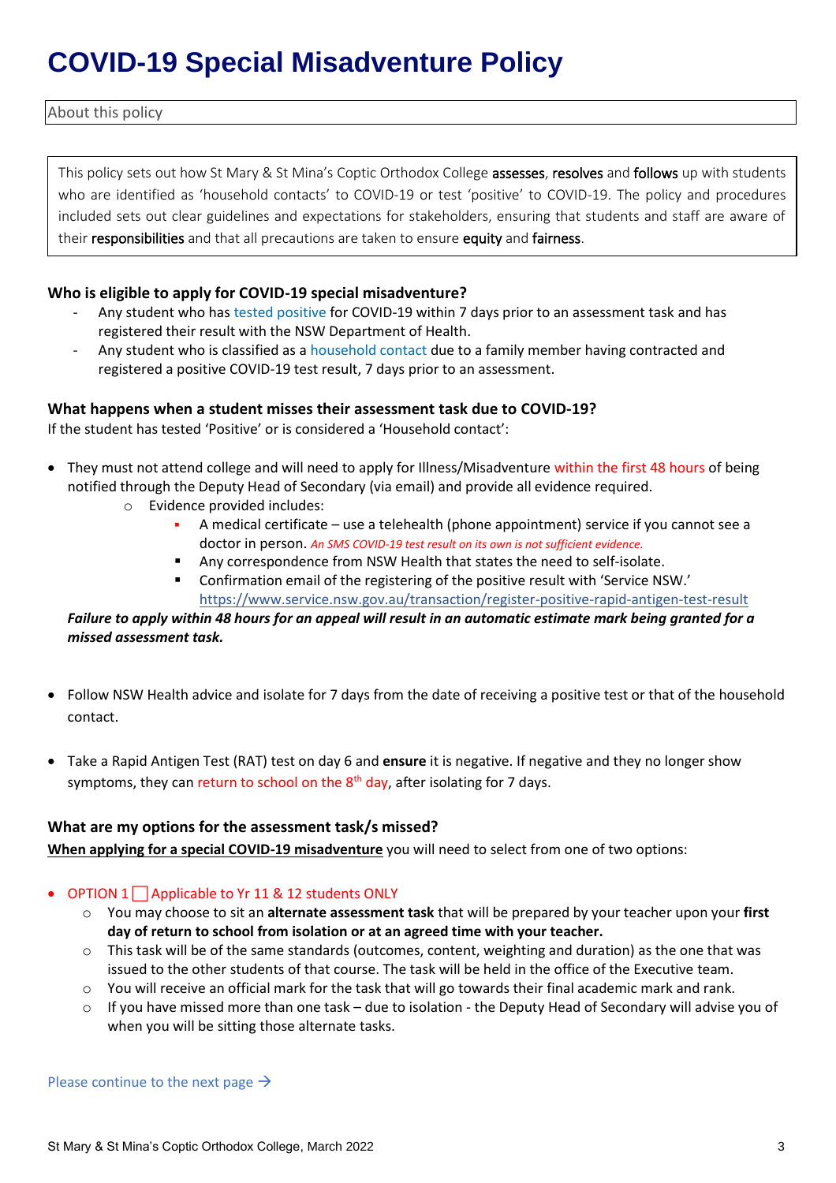# COVID-19 Special Misadventure Policy

About this policy

This policy sets out how St Mary & St Mina's Coptic Orthodox College **assesses**, **resolves** and **follows** up with students who are identified as 'household contacts' to COVID-19 or test 'positive' to COVID-19. The policy and procedures included sets out clear guidelines and expectations for stakeholders, ensuring that students and staff are aware of their **responsibilities** and that all precautions are taken to ensure **equity** and **fairness**.

### Who is eligible to apply for COVID-19 special misadventure?

- Any student who has tested positive for COVID-19 within 7 days prior to an assessment task and has registered their result with the NSW Department of Health.
- Any student who is classified as a household contact due to a family member having contracted and registered a positive COVID-19 test result, 7 days prior to an assessment.

### What happens when a student misses their assessment task due to COVID-19?

If the student has tested 'Positive' or is considered a 'Household contact':

- They must not attend college and will need to apply for Illness/Misadventure within the first 48 hours of being notified through the Deputy Head of Secondary (via email) and provide all evidence required.
  - Evidence provided includes:
    - A medical certificate – use a telehealth (phone appointment) service if you cannot see a doctor in person. *An SMS COVID-19 test result on its own is not sufficient evidence.*
    - Any correspondence from NSW Health that states the need to self-isolate.
    - Confirmation email of the registering of the positive result with 'Service NSW.' https://www.service.nsw.gov.au/transaction/register-positive-rapid-antigen-test-result

  ***Failure to apply within 48 hours for an appeal will result in an automatic estimate mark being granted for a missed assessment task.***

- Follow NSW Health advice and isolate for 7 days from the date of receiving a positive test or that of the household contact.

- Take a Rapid Antigen Test (RAT) test on day 6 and **ensure** it is negative. If negative and they no longer show symptoms, they can return to school on the 8th day, after isolating for 7 days.

### What are my options for the assessment task/s missed?

**When applying for a special COVID-19 misadventure** you will need to select from one of two options:

- OPTION 1 ☐ Applicable to Yr 11 & 12 students ONLY
  - You may choose to sit an **alternate assessment task** that will be prepared by your teacher upon your **first day of return to school from isolation or at an agreed time with your teacher.**
  - This task will be of the same standards (outcomes, content, weighting and duration) as the one that was issued to the other students of that course. The task will be held in the office of the Executive team.
  - You will receive an official mark for the task that will go towards their final academic mark and rank.
  - If you have missed more than one task – due to isolation - the Deputy Head of Secondary will advise you of when you will be sitting those alternate tasks.

Please continue to the next page →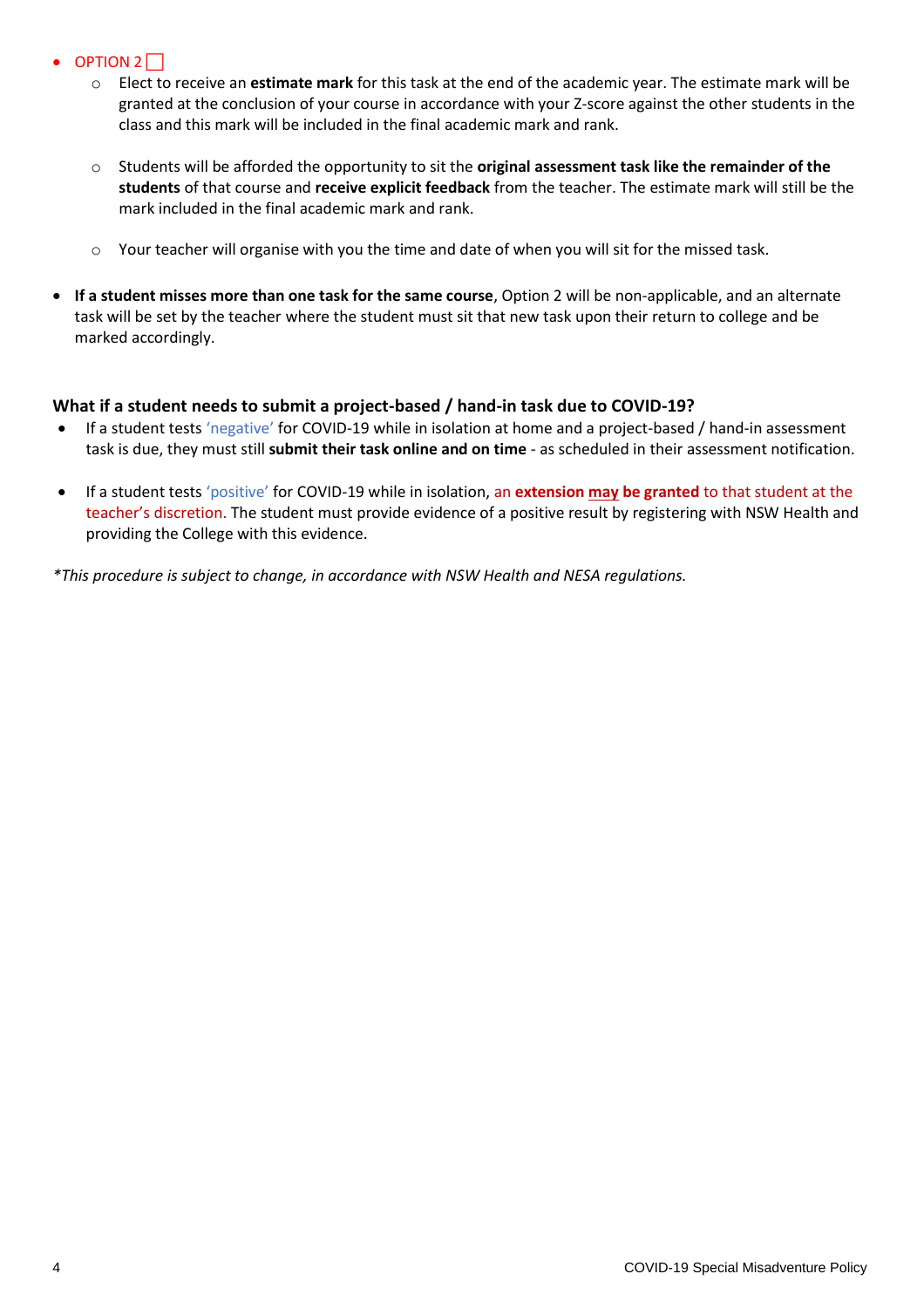- OPTION 2 ☐
    - Elect to receive an **estimate mark** for this task at the end of the academic year. The estimate mark will be granted at the conclusion of your course in accordance with your Z-score against the other students in the class and this mark will be included in the final academic mark and rank.

    - Students will be afforded the opportunity to sit the **original assessment task like the remainder of the students** of that course and **receive explicit feedback** from the teacher. The estimate mark will still be the mark included in the final academic mark and rank.

    - Your teacher will organise with you the time and date of when you will sit for the missed task.

- **If a student misses more than one task for the same course**, Option 2 will be non-applicable, and an alternate task will be set by the teacher where the student must sit that new task upon their return to college and be marked accordingly.

### What if a student needs to submit a project-based / hand-in task due to COVID-19?

- If a student tests 'negative' for COVID-19 while in isolation at home and a project-based / hand-in assessment task is due, they must still **submit their task online and on time** - as scheduled in their assessment notification.

- If a student tests 'positive' for COVID-19 while in isolation, an **extension may be granted** to that student at the teacher's discretion. The student must provide evidence of a positive result by registering with NSW Health and providing the College with this evidence.

*\*This procedure is subject to change, in accordance with NSW Health and NESA regulations.*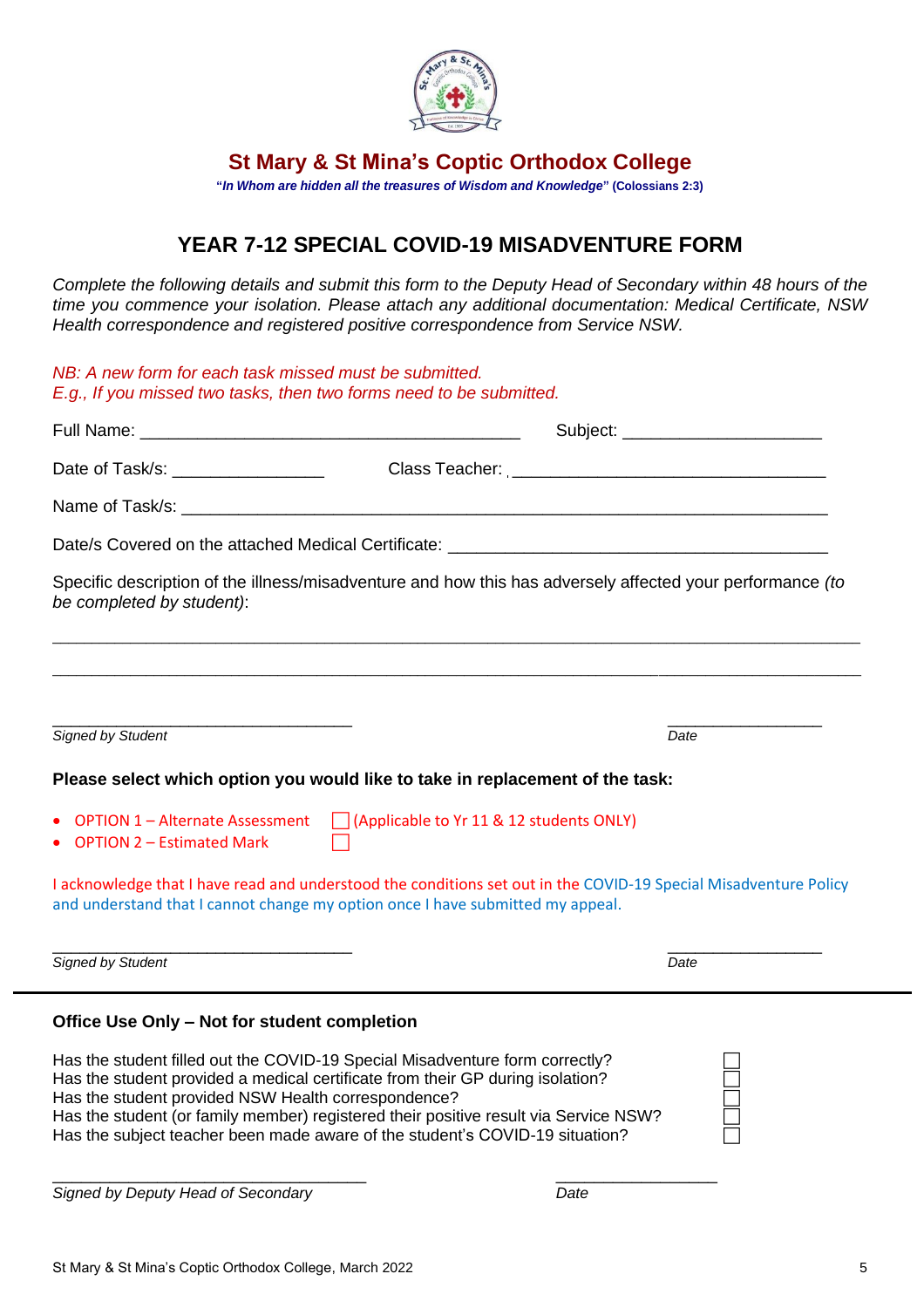# St Mary & St Mina's Coptic Orthodox College

**"*In Whom are hidden all the treasures of Wisdom and Knowledge*" (Colossians 2:3)**

## YEAR 7-12 SPECIAL COVID-19 MISADVENTURE FORM

*Complete the following details and submit this form to the Deputy Head of Secondary within 48 hours of the time you commence your isolation. Please attach any additional documentation: Medical Certificate, NSW Health correspondence and registered positive correspondence from Service NSW.*

*NB: A new form for each task missed must be submitted.*
*E.g., If you missed two tasks, then two forms need to be submitted.*

Full Name: ________________________________________ Subject: _____________________

Date of Task/s: ________________ Class Teacher: _________________________________

Name of Task/s: ____________________________________________________________________

Date/s Covered on the attached Medical Certificate: ________________________________________

Specific description of the illness/misadventure and how this has adversely affected your performance *(to be completed by student)*:

_____________________________________________________________________________________

_____________________________________________________________________________________

_________________________________ _________________
*Signed by Student* *Date*

**Please select which option you would like to take in replacement of the task:**

- OPTION 1 – Alternate Assessment ☐ (Applicable to Yr 11 & 12 students ONLY)
- OPTION 2 – Estimated Mark ☐

I acknowledge that I have read and understood the conditions set out in the COVID-19 Special Misadventure Policy and understand that I cannot change my option once I have submitted my appeal.

_________________________________ _________________
*Signed by Student* *Date*

---

**Office Use Only – Not for student completion**

Has the student filled out the COVID-19 Special Misadventure form correctly? ☐
Has the student provided a medical certificate from their GP during isolation? ☐
Has the student provided NSW Health correspondence? ☐
Has the student (or family member) registered their positive result via Service NSW? ☐
Has the subject teacher been made aware of the student's COVID-19 situation? ☐

_________________________________ _________________
*Signed by Deputy Head of Secondary* *Date*

St Mary & St Mina's Coptic Orthodox College, March 2022